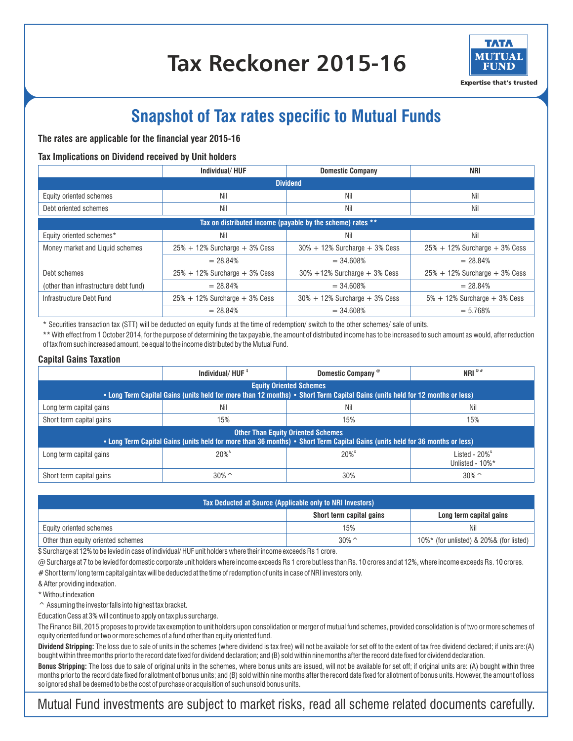# Tax Reckoner 2015-16

TATA MUTUAL FUND
Expertise that's trusted

## Snapshot of Tax rates specific to Mutual Funds

**The rates are applicable for the financial year 2015-16**

**Tax Implications on Dividend received by Unit holders**

| | Individual/ HUF | Domestic Company | NRI |
|---|---|---|---|
| **Dividend** | | | |
| Equity oriented schemes | Nil | Nil | Nil |
| Debt oriented schemes | Nil | Nil | Nil |
| **Tax on distributed income (payable by the scheme) rates \*\*** | | | |
| Equity oriented schemes* | Nil | Nil | Nil |
| Money market and Liquid schemes | 25% + 12% Surcharge + 3% Cess = 28.84% | 30% + 12% Surcharge + 3% Cess = 34.608% | 25% + 12% Surcharge + 3% Cess = 28.84% |
| Debt schemes (other than infrastructure debt fund) | 25% + 12% Surcharge + 3% Cess = 28.84% | 30% +12% Surcharge + 3% Cess = 34.608% | 25% + 12% Surcharge + 3% Cess = 28.84% |
| Infrastructure Debt Fund | 25% + 12% Surcharge + 3% Cess = 28.84% | 30% + 12% Surcharge + 3% Cess = 34.608% | 5% + 12% Surcharge + 3% Cess = 5.768% |

\* Securities transaction tax (STT) will be deducted on equity funds at the time of redemption/ switch to the other schemes/ sale of units.

\*\* With effect from 1 October 2014, for the purpose of determining the tax payable, the amount of distributed income has to be increased to such amount as would, after reduction of tax from such increased amount, be equal to the income distributed by the Mutual Fund.

**Capital Gains Taxation**

| | Individual/ HUF [$] | Domestic Company [@] | NRI [$/#] |
|---|---|---|---|
| **Equity Oriented Schemes** • Long Term Capital Gains (units held for more than 12 months) • Short Term Capital Gains (units held for 12 months or less) | | | |
| Long term capital gains | Nil | Nil | Nil |
| Short term capital gains | 15% | 15% | 15% |
| **Other Than Equity Oriented Schemes** • Long Term Capital Gains (units held for more than 36 months) • Short Term Capital Gains (units held for 36 months or less) | | | |
| Long term capital gains | 20%[&] | 20%[&] | Listed - 20%[&] Unlisted - 10%* |
| Short term capital gains | 30% ^ | 30% | 30% ^ |

| Tax Deducted at Source (Applicable only to NRI Investors) | Short term capital gains | Long term capital gains |
|---|---|---|
| Equity oriented schemes | 15% | Nil |
| Other than equity oriented schemes | 30% ^ | 10%* (for unlisted) & 20%& (for listed) |

$ Surcharge at 12% to be levied in case of individual/ HUF unit holders where their income exceeds Rs 1 crore.

@ Surcharge at 7 to be levied for domestic corporate unit holders where income exceeds Rs 1 crore but less than Rs. 10 crores and at 12%, where income exceeds Rs. 10 crores.

\# Short term/ long term capital gain tax will be deducted at the time of redemption of units in case of NRI investors only.

& After providing indexation.

\* Without indexation

^ Assuming the investor falls into highest tax bracket.

Education Cess at 3% will continue to apply on tax plus surcharge.

The Finance Bill, 2015 proposes to provide tax exemption to unit holders upon consolidation or merger of mutual fund schemes, provided consolidation is of two or more schemes of equity oriented fund or two or more schemes of a fund other than equity oriented fund.

**Dividend Stripping:** The loss due to sale of units in the schemes (where dividend is tax free) will not be available for set off to the extent of tax free dividend declared; if units are: (A) bought within three months prior to the record date fixed for dividend declaration; and (B) sold within nine months after the record date fixed for dividend declaration.

**Bonus Stripping:** The loss due to sale of original units in the schemes, where bonus units are issued, will not be available for set off; if original units are: (A) bought within three months prior to the record date fixed for allotment of bonus units; and (B) sold within nine months after the record date fixed for allotment of bonus units. However, the amount of loss so ignored shall be deemed to be the cost of purchase or acquisition of such unsold bonus units.

Mutual Fund investments are subject to market risks, read all scheme related documents carefully.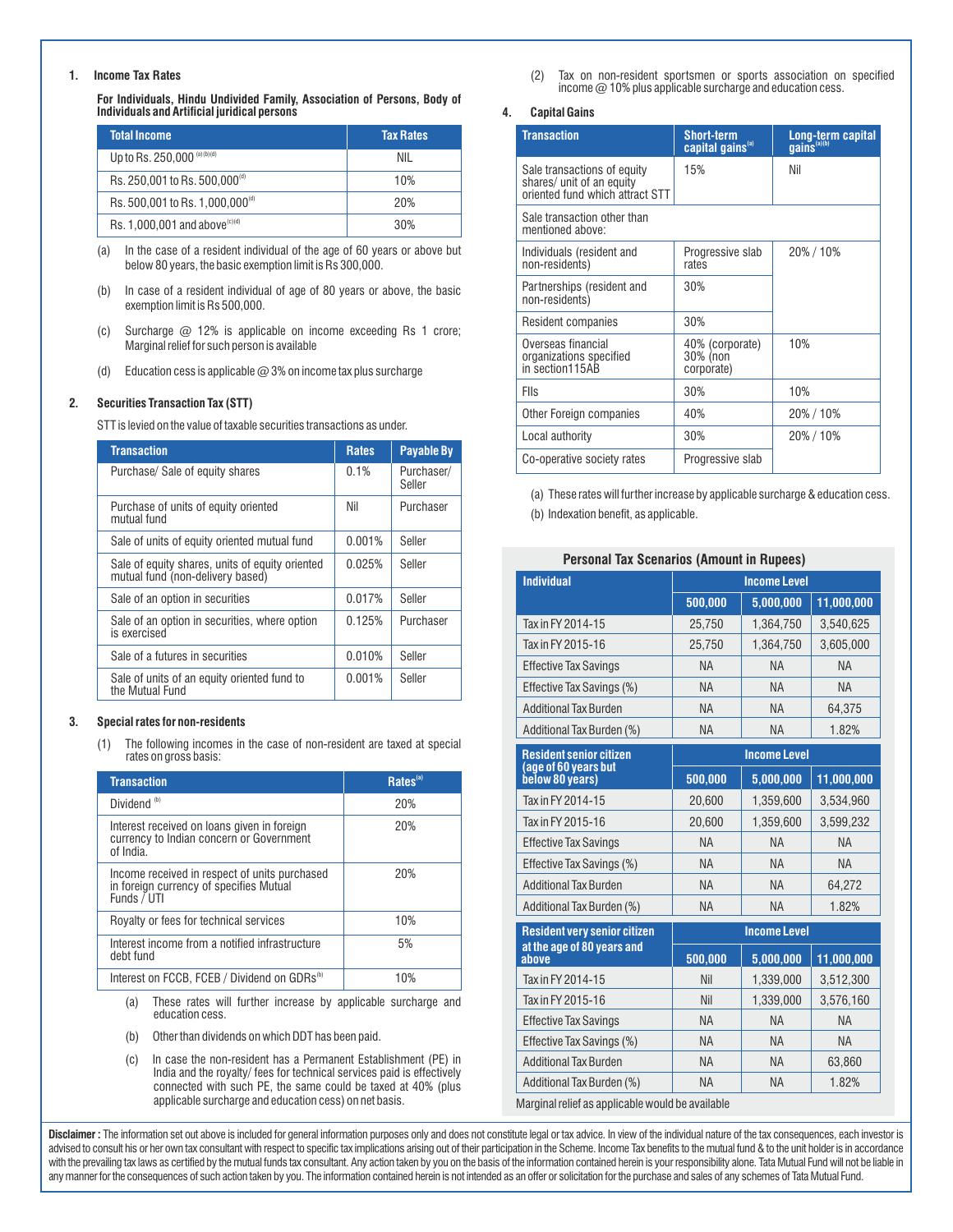## 1. Income Tax Rates

**For Individuals, Hindu Undivided Family, Association of Persons, Body of Individuals and Artificial juridical persons**

| Total Income | Tax Rates |
|---|---|
| Up to Rs. 250,000 [(a)(b)(d)] | NIL |
| Rs. 250,001 to Rs. 500,000[(d)] | 10% |
| Rs. 500,001 to Rs. 1,000,000[(d)] | 20% |
| Rs. 1,000,001 and above[(c)(d)] | 30% |

(a) In the case of a resident individual of the age of 60 years or above but below 80 years, the basic exemption limit is Rs 300,000.

(b) In case of a resident individual of age of 80 years or above, the basic exemption limit is Rs 500,000.

(c) Surcharge @ 12% is applicable on income exceeding Rs 1 crore; Marginal relief for such person is available

(d) Education cess is applicable @ 3% on income tax plus surcharge

## 2. Securities Transaction Tax (STT)

STT is levied on the value of taxable securities transactions as under.

| Transaction | Rates | Payable By |
|---|---|---|
| Purchase/ Sale of equity shares | 0.1% | Purchaser/ Seller |
| Purchase of units of equity oriented mutual fund | Nil | Purchaser |
| Sale of units of equity oriented mutual fund | 0.001% | Seller |
| Sale of equity shares, units of equity oriented mutual fund (non-delivery based) | 0.025% | Seller |
| Sale of an option in securities | 0.017% | Seller |
| Sale of an option in securities, where option is exercised | 0.125% | Purchaser |
| Sale of a futures in securities | 0.010% | Seller |
| Sale of units of an equity oriented fund to the Mutual Fund | 0.001% | Seller |

## 3. Special rates for non-residents

(1) The following incomes in the case of non-resident are taxed at special rates on gross basis:

| Transaction | Rates[(a)] |
|---|---|
| Dividend [(b)] | 20% |
| Interest received on loans given in foreign currency to Indian concern or Government of India. | 20% |
| Income received in respect of units purchased in foreign currency of specifies Mutual Funds / UTI | 20% |
| Royalty or fees for technical services | 10% |
| Interest income from a notified infrastructure debt fund | 5% |
| Interest on FCCB, FCEB / Dividend on GDRs[(b)] | 10% |

(a) These rates will further increase by applicable surcharge and education cess.

(b) Other than dividends on which DDT has been paid.

(c) In case the non-resident has a Permanent Establishment (PE) in India and the royalty/ fees for technical services paid is effectively connected with such PE, the same could be taxed at 40% (plus applicable surcharge and education cess) on net basis.

(2) Tax on non-resident sportsmen or sports association on specified income @ 10% plus applicable surcharge and education cess.

## 4. Capital Gains

| Transaction | Short-term capital gains[(a)] | Long-term capital gains[(a)(b)] |
|---|---|---|
| Sale transactions of equity shares/ unit of an equity oriented fund which attract STT | 15% | Nil |
| Sale transaction other than mentioned above: | | |
| Individuals (resident and non-residents) | Progressive slab rates | 20% / 10% |
| Partnerships (resident and non-residents) | 30% | |
| Resident companies | 30% | |
| Overseas financial organizations specified in section115AB | 40% (corporate) 30% (non corporate) | 10% |
| FIIs | 30% | 10% |
| Other Foreign companies | 40% | 20% / 10% |
| Local authority | 30% | 20% / 10% |
| Co-operative society rates | Progressive slab | |

(a) These rates will further increase by applicable surcharge & education cess.

(b) Indexation benefit, as applicable.

### Personal Tax Scenarios (Amount in Rupees)

| Individual | Income Level | | |
|---|---|---|---|
| | 500,000 | 5,000,000 | 11,000,000 |
| Tax in FY 2014-15 | 25,750 | 1,364,750 | 3,540,625 |
| Tax in FY 2015-16 | 25,750 | 1,364,750 | 3,605,000 |
| Effective Tax Savings | NA | NA | NA |
| Effective Tax Savings (%) | NA | NA | NA |
| Additional Tax Burden | NA | NA | 64,375 |
| Additional Tax Burden (%) | NA | NA | 1.82% |

| Resident senior citizen (age of 60 years but below 80 years) | Income Level | | |
|---|---|---|---|
| | 500,000 | 5,000,000 | 11,000,000 |
| Tax in FY 2014-15 | 20,600 | 1,359,600 | 3,534,960 |
| Tax in FY 2015-16 | 20,600 | 1,359,600 | 3,599,232 |
| Effective Tax Savings | NA | NA | NA |
| Effective Tax Savings (%) | NA | NA | NA |
| Additional Tax Burden | NA | NA | 64,272 |
| Additional Tax Burden (%) | NA | NA | 1.82% |

| Resident very senior citizen at the age of 80 years and above | Income Level | | |
|---|---|---|---|
| | 500,000 | 5,000,000 | 11,000,000 |
| Tax in FY 2014-15 | Nil | 1,339,000 | 3,512,300 |
| Tax in FY 2015-16 | Nil | 1,339,000 | 3,576,160 |
| Effective Tax Savings | NA | NA | NA |
| Effective Tax Savings (%) | NA | NA | NA |
| Additional Tax Burden | NA | NA | 63,860 |
| Additional Tax Burden (%) | NA | NA | 1.82% |

Marginal relief as applicable would be available

**Disclaimer :** The information set out above is included for general information purposes only and does not constitute legal or tax advice. In view of the individual nature of the tax consequences, each investor is advised to consult his or her own tax consultant with respect to specific tax implications arising out of their participation in the Scheme. Income Tax benefits to the mutual fund & to the unit holder is in accordance with the prevailing tax laws as certified by the mutual funds tax consultant. Any action taken by you on the basis of the information contained herein is your responsibility alone. Tata Mutual Fund will not be liable in any manner for the consequences of such action taken by you. The information contained herein is not intended as an offer or solicitation for the purchase and sales of any schemes of Tata Mutual Fund.